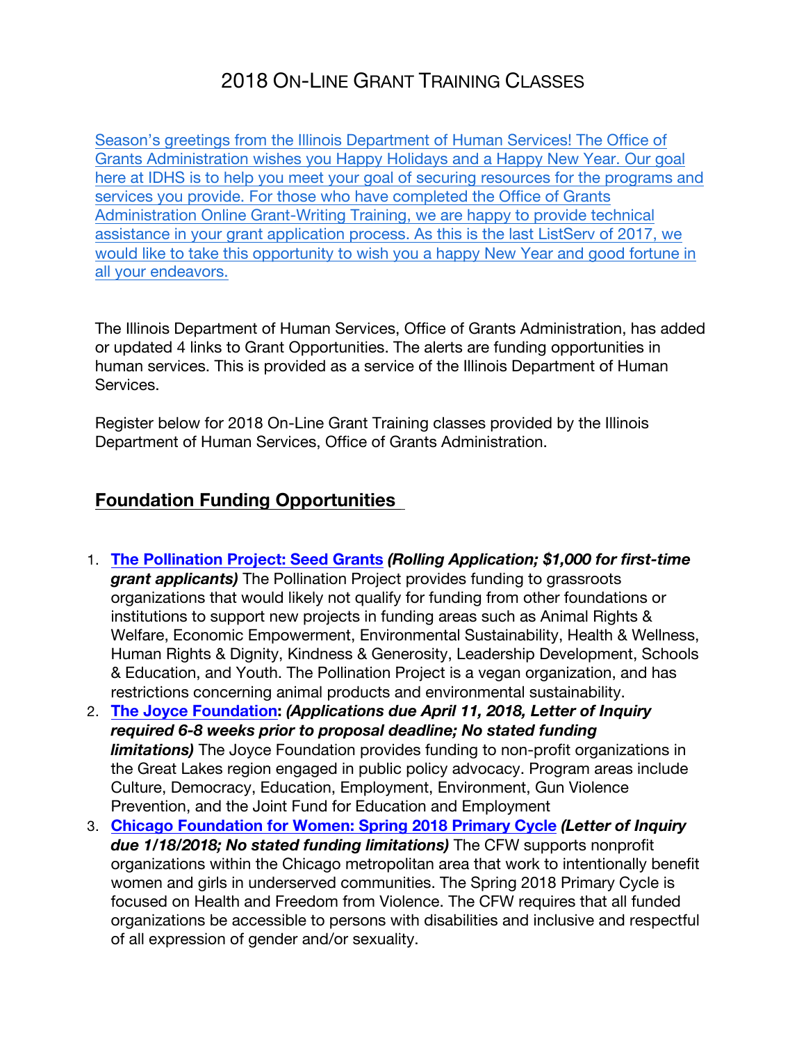# 2018 On-Line Grant Training Classes

Season's greetings from the Illinois Department of Human Services! The Office of Grants Administration wishes you Happy Holidays and a Happy New Year. Our goal here at IDHS is to help you meet your goal of securing resources for the programs and services you provide. For those who have completed the Office of Grants Administration Online Grant-Writing Training, we are happy to provide technical assistance in your grant application process. As this is the last ListServ of 2017, we would like to take this opportunity to wish you a happy New Year and good fortune in all your endeavors.

The Illinois Department of Human Services, Office of Grants Administration, has added or updated 4 links to Grant Opportunities. The alerts are funding opportunities in human services. This is provided as a service of the Illinois Department of Human Services.

Register below for 2018 On-Line Grant Training classes provided by the Illinois Department of Human Services, Office of Grants Administration.

## Foundation Funding Opportunities

1. **The Pollination Project: Seed Grants** ***(Rolling Application; $1,000 for first-time grant applicants)*** The Pollination Project provides funding to grassroots organizations that would likely not qualify for funding from other foundations or institutions to support new projects in funding areas such as Animal Rights & Welfare, Economic Empowerment, Environmental Sustainability, Health & Wellness, Human Rights & Dignity, Kindness & Generosity, Leadership Development, Schools & Education, and Youth. The Pollination Project is a vegan organization, and has restrictions concerning animal products and environmental sustainability.
2. **The Joyce Foundation:** ***(Applications due April 11, 2018, Letter of Inquiry required 6-8 weeks prior to proposal deadline; No stated funding limitations)*** The Joyce Foundation provides funding to non-profit organizations in the Great Lakes region engaged in public policy advocacy. Program areas include Culture, Democracy, Education, Employment, Environment, Gun Violence Prevention, and the Joint Fund for Education and Employment
3. **Chicago Foundation for Women: Spring 2018 Primary Cycle** ***(Letter of Inquiry due 1/18/2018; No stated funding limitations)*** The CFW supports nonprofit organizations within the Chicago metropolitan area that work to intentionally benefit women and girls in underserved communities. The Spring 2018 Primary Cycle is focused on Health and Freedom from Violence. The CFW requires that all funded organizations be accessible to persons with disabilities and inclusive and respectful of all expression of gender and/or sexuality.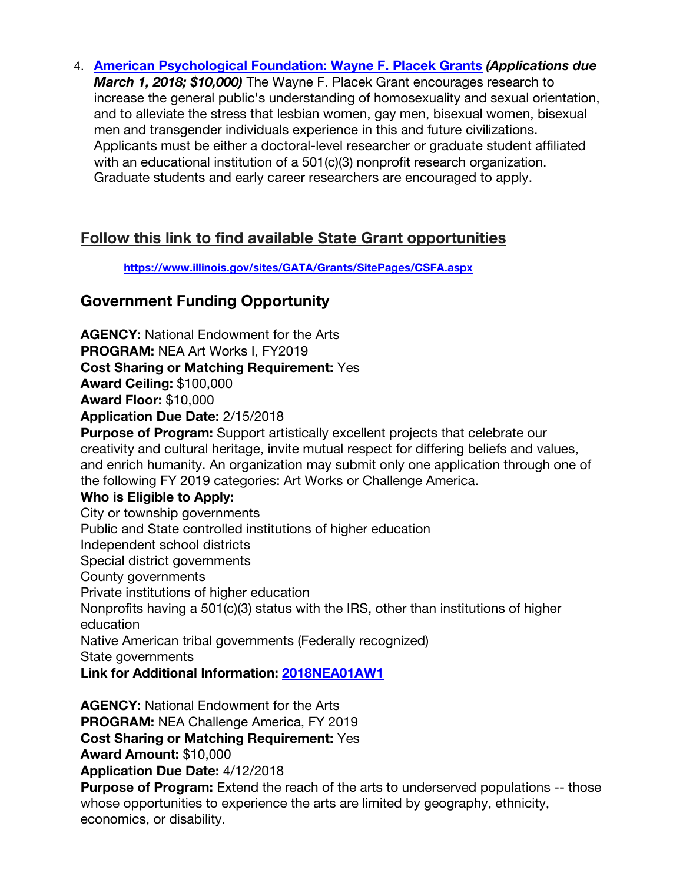4. **[American Psychological Foundation: Wayne F. Placek Grants](#)** ***(Applications due March 1, 2018; $10,000)*** The Wayne F. Placek Grant encourages research to increase the general public's understanding of homosexuality and sexual orientation, and to alleviate the stress that lesbian women, gay men, bisexual women, bisexual men and transgender individuals experience in this and future civilizations. Applicants must be either a doctoral-level researcher or graduate student affiliated with an educational institution of a 501(c)(3) nonprofit research organization. Graduate students and early career researchers are encouraged to apply.

## Follow this link to find available State Grant opportunities

**https://www.illinois.gov/sites/GATA/Grants/SitePages/CSFA.aspx**

## Government Funding Opportunity

**AGENCY:** National Endowment for the Arts
**PROGRAM:** NEA Art Works I, FY2019
**Cost Sharing or Matching Requirement:** Yes
**Award Ceiling:** $100,000
**Award Floor:** $10,000
**Application Due Date:** 2/15/2018
**Purpose of Program:** Support artistically excellent projects that celebrate our creativity and cultural heritage, invite mutual respect for differing beliefs and values, and enrich humanity. An organization may submit only one application through one of the following FY 2019 categories: Art Works or Challenge America.
**Who is Eligible to Apply:**
City or township governments
Public and State controlled institutions of higher education
Independent school districts
Special district governments
County governments
Private institutions of higher education
Nonprofits having a 501(c)(3) status with the IRS, other than institutions of higher education
Native American tribal governments (Federally recognized)
State governments
**Link for Additional Information:** [2018NEA01AW1](#)

**AGENCY:** National Endowment for the Arts
**PROGRAM:** NEA Challenge America, FY 2019
**Cost Sharing or Matching Requirement:** Yes
**Award Amount:** $10,000
**Application Due Date:** 4/12/2018
**Purpose of Program:** Extend the reach of the arts to underserved populations -- those whose opportunities to experience the arts are limited by geography, ethnicity, economics, or disability.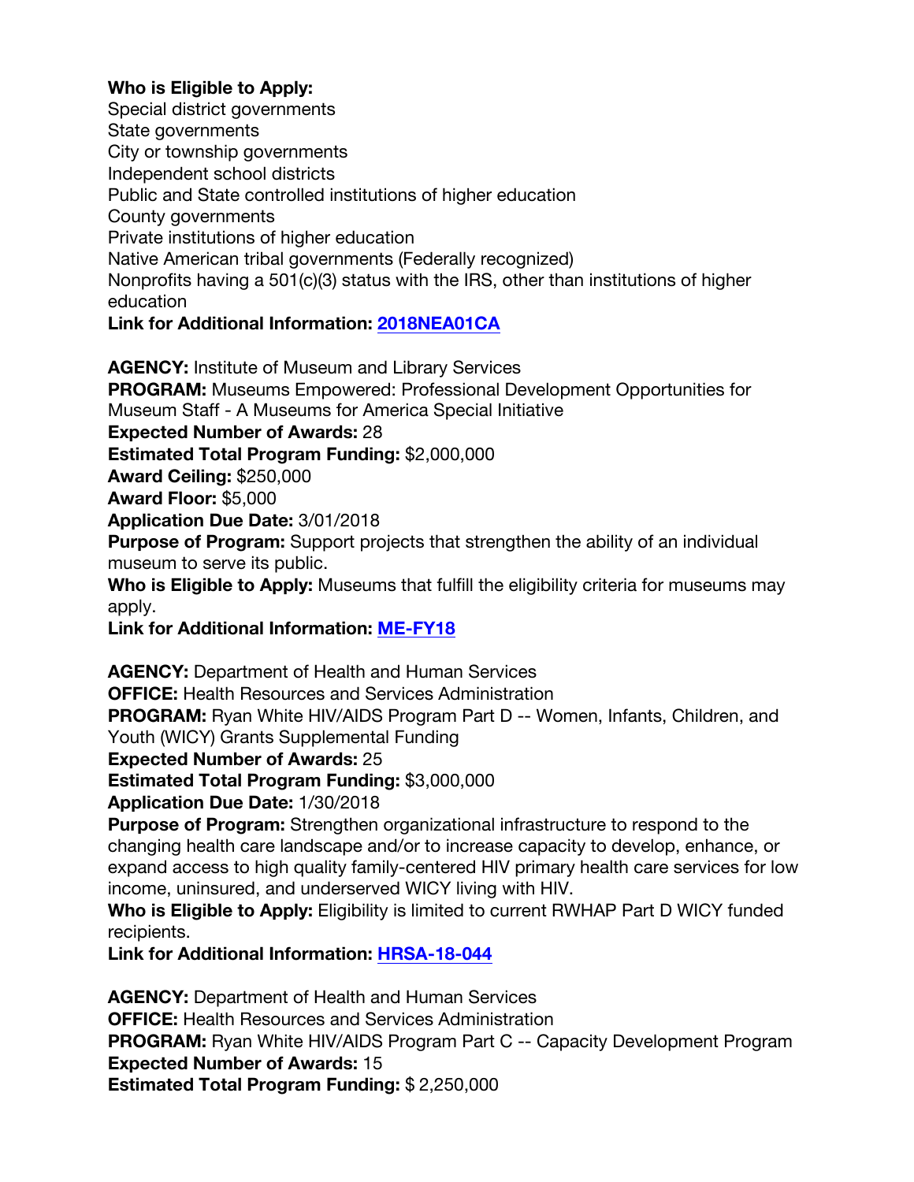**Who is Eligible to Apply:**
Special district governments
State governments
City or township governments
Independent school districts
Public and State controlled institutions of higher education
County governments
Private institutions of higher education
Native American tribal governments (Federally recognized)
Nonprofits having a 501(c)(3) status with the IRS, other than institutions of higher education
**Link for Additional Information:** [2018NEA01CA]()

**AGENCY:** Institute of Museum and Library Services
**PROGRAM:** Museums Empowered: Professional Development Opportunities for Museum Staff - A Museums for America Special Initiative
**Expected Number of Awards:** 28
**Estimated Total Program Funding:** $2,000,000
**Award Ceiling:** $250,000
**Award Floor:** $5,000
**Application Due Date:** 3/01/2018
**Purpose of Program:** Support projects that strengthen the ability of an individual museum to serve its public.
**Who is Eligible to Apply:** Museums that fulfill the eligibility criteria for museums may apply.
**Link for Additional Information:** [ME-FY18]()

**AGENCY:** Department of Health and Human Services
**OFFICE:** Health Resources and Services Administration
**PROGRAM:** Ryan White HIV/AIDS Program Part D -- Women, Infants, Children, and Youth (WICY) Grants Supplemental Funding
**Expected Number of Awards:** 25
**Estimated Total Program Funding:** $3,000,000
**Application Due Date:** 1/30/2018
**Purpose of Program:** Strengthen organizational infrastructure to respond to the changing health care landscape and/or to increase capacity to develop, enhance, or expand access to high quality family-centered HIV primary health care services for low income, uninsured, and underserved WICY living with HIV.
**Who is Eligible to Apply:** Eligibility is limited to current RWHAP Part D WICY funded recipients.
**Link for Additional Information:** [HRSA-18-044]()

**AGENCY:** Department of Health and Human Services
**OFFICE:** Health Resources and Services Administration
**PROGRAM:** Ryan White HIV/AIDS Program Part C -- Capacity Development Program
**Expected Number of Awards:** 15
**Estimated Total Program Funding:** $ 2,250,000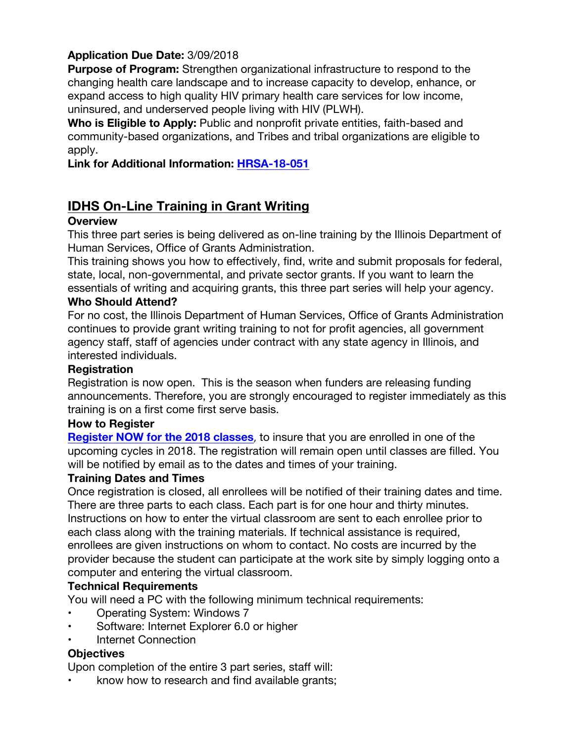**Application Due Date:** 3/09/2018
**Purpose of Program:** Strengthen organizational infrastructure to respond to the changing health care landscape and to increase capacity to develop, enhance, or expand access to high quality HIV primary health care services for low income, uninsured, and underserved people living with HIV (PLWH).
**Who is Eligible to Apply:** Public and nonprofit private entities, faith-based and community-based organizations, and Tribes and tribal organizations are eligible to apply.
**Link for Additional Information: HRSA-18-051**

## IDHS On-Line Training in Grant Writing

**Overview**
This three part series is being delivered as on-line training by the Illinois Department of Human Services, Office of Grants Administration.
This training shows you how to effectively, find, write and submit proposals for federal, state, local, non-governmental, and private sector grants. If you want to learn the essentials of writing and acquiring grants, this three part series will help your agency.

**Who Should Attend?**
For no cost, the Illinois Department of Human Services, Office of Grants Administration continues to provide grant writing training to not for profit agencies, all government agency staff, staff of agencies under contract with any state agency in Illinois, and interested individuals.

**Registration**
Registration is now open. This is the season when funders are releasing funding announcements. Therefore, you are strongly encouraged to register immediately as this training is on a first come first serve basis.

**How to Register**
**Register NOW for the 2018 classes**, to insure that you are enrolled in one of the upcoming cycles in 2018. The registration will remain open until classes are filled. You will be notified by email as to the dates and times of your training.

**Training Dates and Times**
Once registration is closed, all enrollees will be notified of their training dates and time. There are three parts to each class. Each part is for one hour and thirty minutes. Instructions on how to enter the virtual classroom are sent to each enrollee prior to each class along with the training materials. If technical assistance is required, enrollees are given instructions on whom to contact. No costs are incurred by the provider because the student can participate at the work site by simply logging onto a computer and entering the virtual classroom.

**Technical Requirements**
You will need a PC with the following minimum technical requirements:

- Operating System: Windows 7
- Software: Internet Explorer 6.0 or higher
- Internet Connection

**Objectives**
Upon completion of the entire 3 part series, staff will:

- know how to research and find available grants;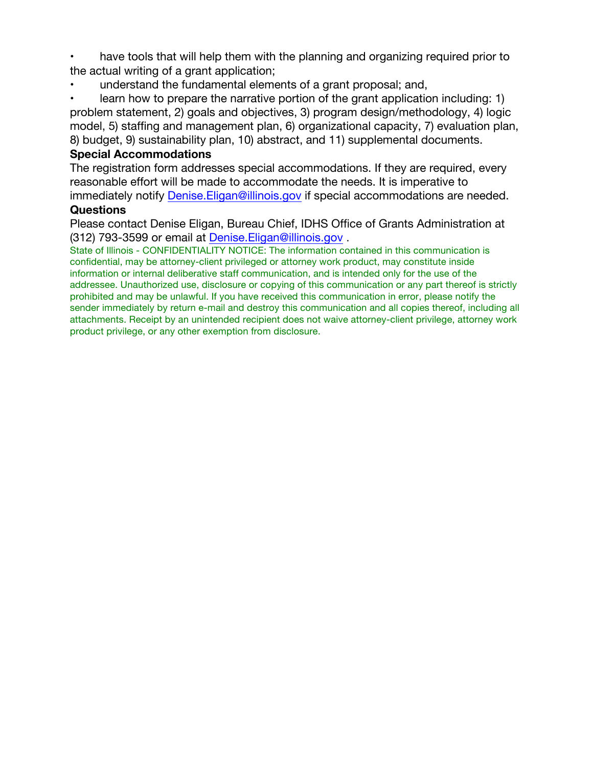- have tools that will help them with the planning and organizing required prior to the actual writing of a grant application;
- understand the fundamental elements of a grant proposal; and,
- learn how to prepare the narrative portion of the grant application including: 1) problem statement, 2) goals and objectives, 3) program design/methodology, 4) logic model, 5) staffing and management plan, 6) organizational capacity, 7) evaluation plan, 8) budget, 9) sustainability plan, 10) abstract, and 11) supplemental documents.

**Special Accommodations**

The registration form addresses special accommodations. If they are required, every reasonable effort will be made to accommodate the needs. It is imperative to immediately notify [Denise.Eligan@illinois.gov](mailto:Denise.Eligan@illinois.gov) if special accommodations are needed.

**Questions**

Please contact Denise Eligan, Bureau Chief, IDHS Office of Grants Administration at (312) 793-3599 or email at [Denise.Eligan@illinois.gov](mailto:Denise.Eligan@illinois.gov) .

State of Illinois - CONFIDENTIALITY NOTICE: The information contained in this communication is confidential, may be attorney-client privileged or attorney work product, may constitute inside information or internal deliberative staff communication, and is intended only for the use of the addressee. Unauthorized use, disclosure or copying of this communication or any part thereof is strictly prohibited and may be unlawful. If you have received this communication in error, please notify the sender immediately by return e-mail and destroy this communication and all copies thereof, including all attachments. Receipt by an unintended recipient does not waive attorney-client privilege, attorney work product privilege, or any other exemption from disclosure.